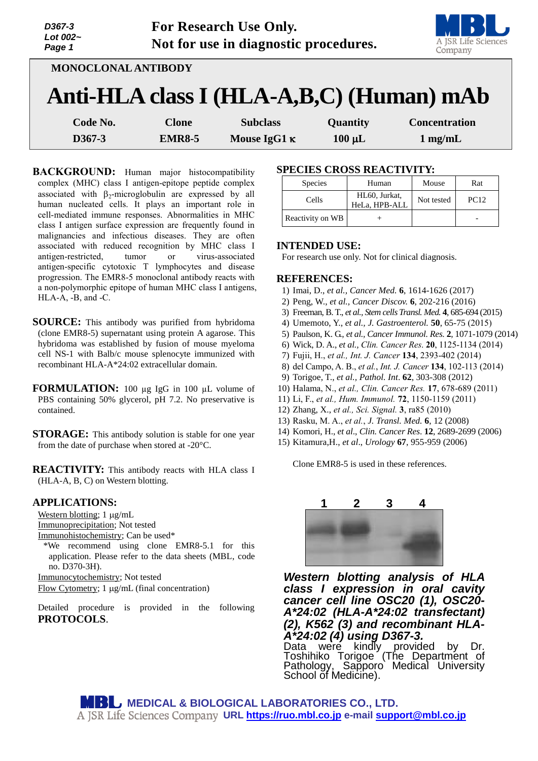D367-3
Lot 002~

**For Research Use Only.**
**Not for use in diagnostic procedures.**

MONOCLONAL ANTIBODY

# Anti-HLA class I (HLA-A,B,C) (Human) mAb

| Code No. | Clone | Subclass | Quantity | Concentration |
|---|---|---|---|---|
| D367-3 | EMR8-5 | Mouse IgG1 κ | 100 µL | 1 mg/mL |

**BACKGROUND:** Human major histocompatibility complex (MHC) class I antigen-epitope peptide complex associated with $\beta_2$-microglobulin are expressed by all human nucleated cells. It plays an important role in cell-mediated immune responses. Abnormalities in MHC class I antigen surface expression are frequently found in malignancies and infectious diseases. They are often associated with reduced recognition by MHC class I antigen-restricted, tumor or virus-associated antigen-specific cytotoxic T lymphocytes and disease progression. The EMR8-5 monoclonal antibody reacts with a non-polymorphic epitope of human MHC class I antigens, HLA-A, -B, and -C.

**SOURCE:** This antibody was purified from hybridoma (clone EMR8-5) supernatant using protein A agarose. This hybridoma was established by fusion of mouse myeloma cell NS-1 with Balb/c mouse splenocyte immunized with recombinant HLA-A*24:02 extracellular domain.

**FORMULATION:** 100 µg IgG in 100 µL volume of PBS containing 50% glycerol, pH 7.2. No preservative is contained.

**STORAGE:** This antibody solution is stable for one year from the date of purchase when stored at -20°C.

**REACTIVITY:** This antibody reacts with HLA class I (HLA-A, B, C) on Western blotting.

**APPLICATIONS:**

Western blotting; 1 µg/mL
Immunoprecipitation; Not tested
Immunohistochemistry; Can be used*
*We recommend using clone EMR8-5.1 for this application. Please refer to the data sheets (MBL, code no. D370-3H).
Immunocytochemistry; Not tested
Flow Cytometry; 1 µg/mL (final concentration)

Detailed procedure is provided in the following **PROTOCOLS**.

**SPECIES CROSS REACTIVITY:**

| Species | Human | Mouse | Rat |
|---|---|---|---|
| Cells | HL60, Jurkat, HeLa, HPB-ALL | Not tested | PC12 |
| Reactivity on WB | + | | - |

**INTENDED USE:**
For research use only. Not for clinical diagnosis.

**REFERENCES:**

1) Imai, D., *et al., Cancer Med.* **6**, 1614-1626 (2017)
2) Peng, W., *et al., Cancer Discov.* **6**, 202-216 (2016)
3) Freeman, B. T., *et al., Stem cells Transl. Med.* **4**, 685-694 (2015)
4) Umemoto, Y., *et al., J. Gastroenterol.* **50**, 65-75 (2015)
5) Paulson, K. G., *et al., Cancer Immunol. Res.* **2**, 1071-1079 (2014)
6) Wick, D. A., *et al., Clin. Cancer Res.* **20**, 1125-1134 (2014)
7) Fujii, H., *et al., Int. J. Cancer* **134**, 2393-402 (2014)
8) del Campo, A. B., *et al., Int. J. Cancer* **134**, 102-113 (2014)
9) Torigoe, T., *et al., Pathol. Int.* **62**, 303-308 (2012)
10) Halama, N., *et al., Clin. Cancer Res.* **17**, 678-689 (2011)
11) Li, F., *et al., Hum. Immunol.* **72**, 1150-1159 (2011)
12) Zhang, X., *et al., Sci. Signal.* **3**, ra85 (2010)
13) Rasku, M. A., *et al., J. Transl. Med.* **6**, 12 (2008)
14) Komori, H., *et al., Clin. Cancer Res.* **12**, 2689-2699 (2006)
15) Kitamura,H., *et al., Urology* **67**, 955-959 (2006)

Clone EMR8-5 is used in these references.

1 2 3 4

***Western blotting analysis of HLA class I expression in oral cavity cancer cell line OSC20 (1), OSC20-A*24:02 (HLA-A*24:02 transfectant) (2), K562 (3) and recombinant HLA-A*24:02 (4) using D367-3.***
Data were kindly provided by Dr. Toshihiko Torigoe (The Department of Pathology, Sapporo Medical University School of Medicine).

MEDICAL & BIOLOGICAL LABORATORIES CO., LTD.
A JSR Life Sciences Company URL https://ruo.mbl.co.jp e-mail support@mbl.co.jp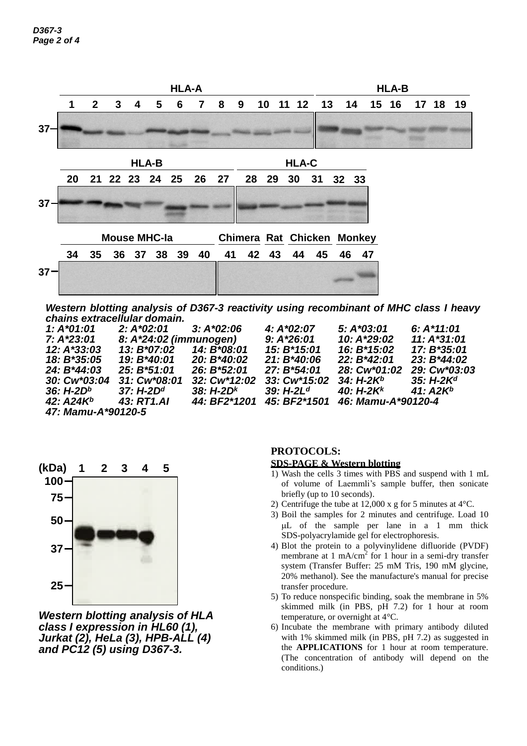*Western blotting analysis of D367-3 reactivity using recombinant of MHC class I heavy chains extracellular domain.*

*1: A*01:01 2: A*02:01 3: A*02:06 4: A*02:07 5: A*03:01 6: A*11:01*
*7: A*23:01 8: A*24:02 (immunogen) 9: A*26:01 10: A*29:02 11: A*31:01*
*12: A*33:03 13: B*07:02 14: B*08:01 15: B*15:01 16: B*15:02 17: B*35:01*
*18: B*35:05 19: B*40:01 20: B*40:02 21: B*40:06 22: B*42:01 23: B*44:02*
*24: B*44:03 25: B*51:01 26: B*52:01 27: B*54:01 28: Cw*01:02 29: Cw*03:03*
*30: Cw*03:04 31: Cw*08:01 32: Cw*12:02 33: Cw*15:02 34: H-2K$^{b}$ 35: H-2K$^{d}$*
*36: H-2D$^{b}$ 37: H-2D$^{d}$ 38: H-2D$^{k}$ 39: H-2L$^{d}$ 40: H-2K$^{k}$ 41: A2K$^{b}$*
*42: A24K$^{b}$ 43: RT1.Al 44: BF2*1201 45: BF2*1501 46: Mamu-A*90120-4*
*47: Mamu-A*90120-5*

*Western blotting analysis of HLA class I expression in HL60 (1), Jurkat (2), HeLa (3), HPB-ALL (4) and PC12 (5) using D367-3.*

## PROTOCOLS:

### SDS-PAGE & Western blotting

1) Wash the cells 3 times with PBS and suspend with 1 mL of volume of Laemmli's sample buffer, then sonicate briefly (up to 10 seconds).
2) Centrifuge the tube at 12,000 x g for 5 minutes at 4°C.
3) Boil the samples for 2 minutes and centrifuge. Load 10 μL of the sample per lane in a 1 mm thick SDS-polyacrylamide gel for electrophoresis.
4) Blot the protein to a polyvinylidene difluoride (PVDF) membrane at 1 mA/cm$^2$ for 1 hour in a semi-dry transfer system (Transfer Buffer: 25 mM Tris, 190 mM glycine, 20% methanol). See the manufacture's manual for precise transfer procedure.
5) To reduce nonspecific binding, soak the membrane in 5% skimmed milk (in PBS, pH 7.2) for 1 hour at room temperature, or overnight at 4°C.
6) Incubate the membrane with primary antibody diluted with 1% skimmed milk (in PBS, pH 7.2) as suggested in the **APPLICATIONS** for 1 hour at room temperature. (The concentration of antibody will depend on the conditions.)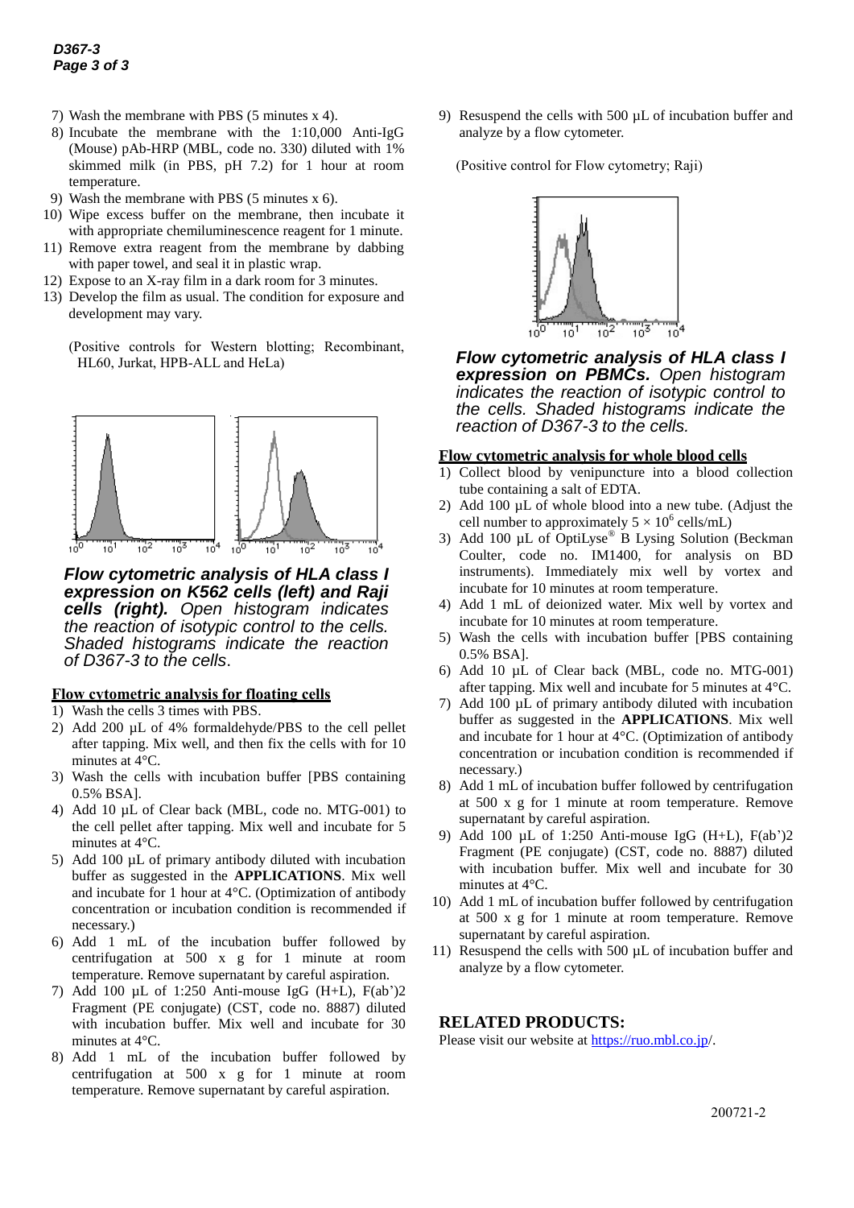7) Wash the membrane with PBS (5 minutes x 4).
8) Incubate the membrane with the 1:10,000 Anti-IgG (Mouse) pAb-HRP (MBL, code no. 330) diluted with 1% skimmed milk (in PBS, pH 7.2) for 1 hour at room temperature.
9) Wash the membrane with PBS (5 minutes x 6).
10) Wipe excess buffer on the membrane, then incubate it with appropriate chemiluminescence reagent for 1 minute.
11) Remove extra reagent from the membrane by dabbing with paper towel, and seal it in plastic wrap.
12) Expose to an X-ray film in a dark room for 3 minutes.
13) Develop the film as usual. The condition for exposure and development may vary.

(Positive controls for Western blotting; Recombinant, HL60, Jurkat, HPB-ALL and HeLa)

$10^0$ $10^1$ $10^2$ $10^3$ $10^4$ $10^0$ $10^1$ $10^2$ $10^3$ $10^4$

***Flow cytometric analysis of HLA class I expression on K562 cells (left) and Raji cells (right).*** *Open histogram indicates the reaction of isotypic control to the cells. Shaded histograms indicate the reaction of D367-3 to the cells*.

**Flow cytometric analysis for floating cells**

1) Wash the cells 3 times with PBS.
2) Add 200 µL of 4% formaldehyde/PBS to the cell pellet after tapping. Mix well, and then fix the cells with for 10 minutes at 4°C.
3) Wash the cells with incubation buffer [PBS containing 0.5% BSA].
4) Add 10 µL of Clear back (MBL, code no. MTG-001) to the cell pellet after tapping. Mix well and incubate for 5 minutes at 4°C.
5) Add 100 µL of primary antibody diluted with incubation buffer as suggested in the **APPLICATIONS**. Mix well and incubate for 1 hour at 4°C. (Optimization of antibody concentration or incubation condition is recommended if necessary.)
6) Add 1 mL of the incubation buffer followed by centrifugation at 500 x g for 1 minute at room temperature. Remove supernatant by careful aspiration.
7) Add 100 µL of 1:250 Anti-mouse IgG (H+L), F(ab')2 Fragment (PE conjugate) (CST, code no. 8887) diluted with incubation buffer. Mix well and incubate for 30 minutes at 4°C.
8) Add 1 mL of the incubation buffer followed by centrifugation at 500 x g for 1 minute at room temperature. Remove supernatant by careful aspiration.
9) Resuspend the cells with 500 µL of incubation buffer and analyze by a flow cytometer.

(Positive control for Flow cytometry; Raji)

$10^0$ $10^1$ $10^2$ $10^3$ $10^4$

***Flow cytometric analysis of HLA class I expression on PBMCs.*** *Open histogram indicates the reaction of isotypic control to the cells. Shaded histograms indicate the reaction of D367-3 to the cells.*

**Flow cytometric analysis for whole blood cells**

1) Collect blood by venipuncture into a blood collection tube containing a salt of EDTA.
2) Add 100 µL of whole blood into a new tube. (Adjust the cell number to approximately $5 \times 10^6$ cells/mL)
3) Add 100 µL of OptiLyse® B Lysing Solution (Beckman Coulter, code no. IM1400, for analysis on BD instruments). Immediately mix well by vortex and incubate for 10 minutes at room temperature.
4) Add 1 mL of deionized water. Mix well by vortex and incubate for 10 minutes at room temperature.
5) Wash the cells with incubation buffer [PBS containing 0.5% BSA].
6) Add 10 µL of Clear back (MBL, code no. MTG-001) after tapping. Mix well and incubate for 5 minutes at 4°C.
7) Add 100 µL of primary antibody diluted with incubation buffer as suggested in the **APPLICATIONS**. Mix well and incubate for 1 hour at 4°C. (Optimization of antibody concentration or incubation condition is recommended if necessary.)
8) Add 1 mL of incubation buffer followed by centrifugation at 500 x g for 1 minute at room temperature. Remove supernatant by careful aspiration.
9) Add 100 µL of 1:250 Anti-mouse IgG (H+L), F(ab')2 Fragment (PE conjugate) (CST, code no. 8887) diluted with incubation buffer. Mix well and incubate for 30 minutes at 4°C.
10) Add 1 mL of incubation buffer followed by centrifugation at 500 x g for 1 minute at room temperature. Remove supernatant by careful aspiration.
11) Resuspend the cells with 500 µL of incubation buffer and analyze by a flow cytometer.

## RELATED PRODUCTS:

Please visit our website at https://ruo.mbl.co.jp/.

200721-2